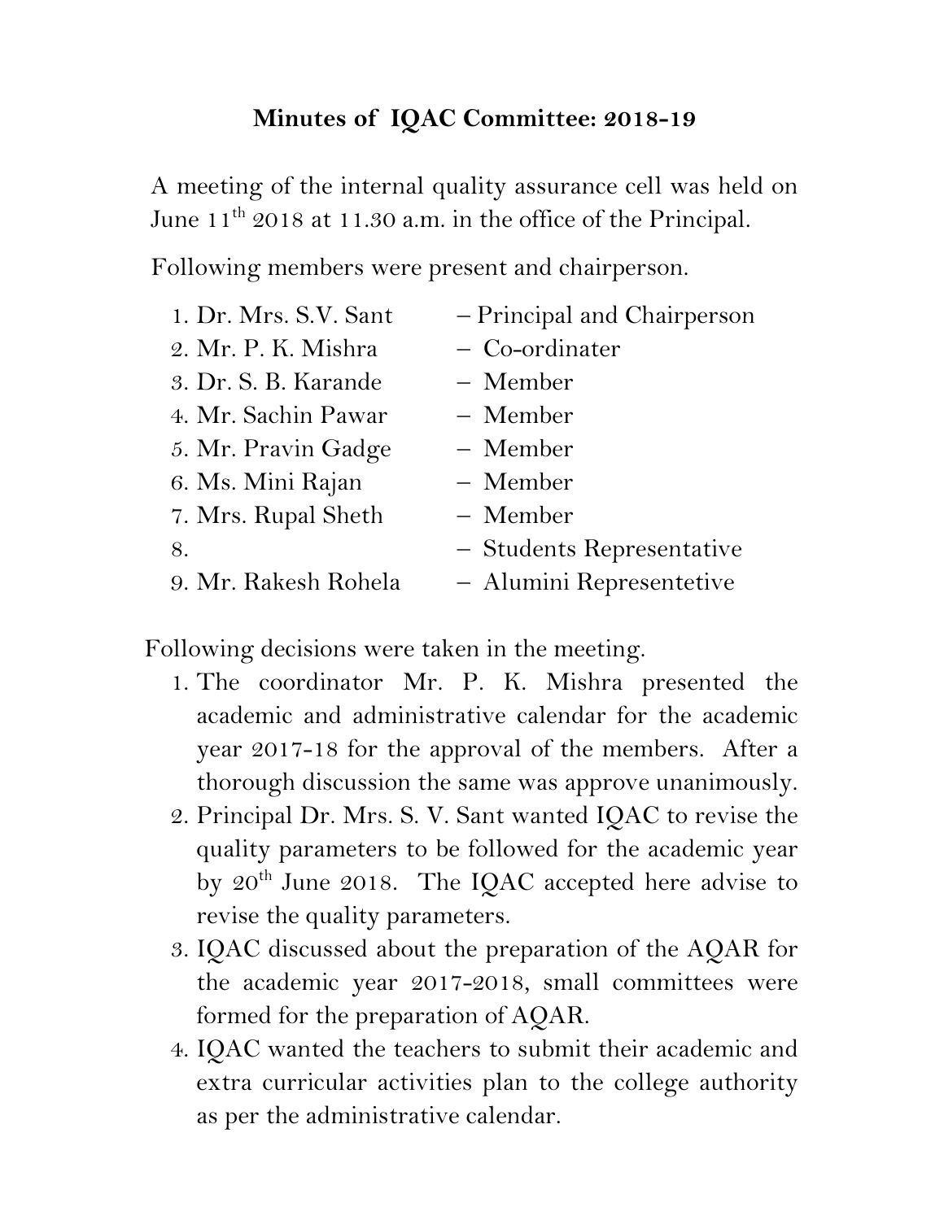**Minutes of IQAC Committee: 2018-19**

A meeting of the internal quality assurance cell was held on June 11th 2018 at 11.30 a.m. in the office of the Principal.

Following members were present and chairperson.

1. Dr. Mrs. S.V. Sant – Principal and Chairperson
2. Mr. P. K. Mishra – Co-ordinater
3. Dr. S. B. Karande – Member
4. Mr. Sachin Pawar – Member
5. Mr. Pravin Gadge – Member
6. Ms. Mini Rajan – Member
7. Mrs. Rupal Sheth – Member
8. – Students Representative
9. Mr. Rakesh Rohela – Alumini Representetive

Following decisions were taken in the meeting.

1. The coordinator Mr. P. K. Mishra presented the academic and administrative calendar for the academic year 2017-18 for the approval of the members. After a thorough discussion the same was approve unanimously.
2. Principal Dr. Mrs. S. V. Sant wanted IQAC to revise the quality parameters to be followed for the academic year by 20th June 2018. The IQAC accepted here advise to revise the quality parameters.
3. IQAC discussed about the preparation of the AQAR for the academic year 2017-2018, small committees were formed for the preparation of AQAR.
4. IQAC wanted the teachers to submit their academic and extra curricular activities plan to the college authority as per the administrative calendar.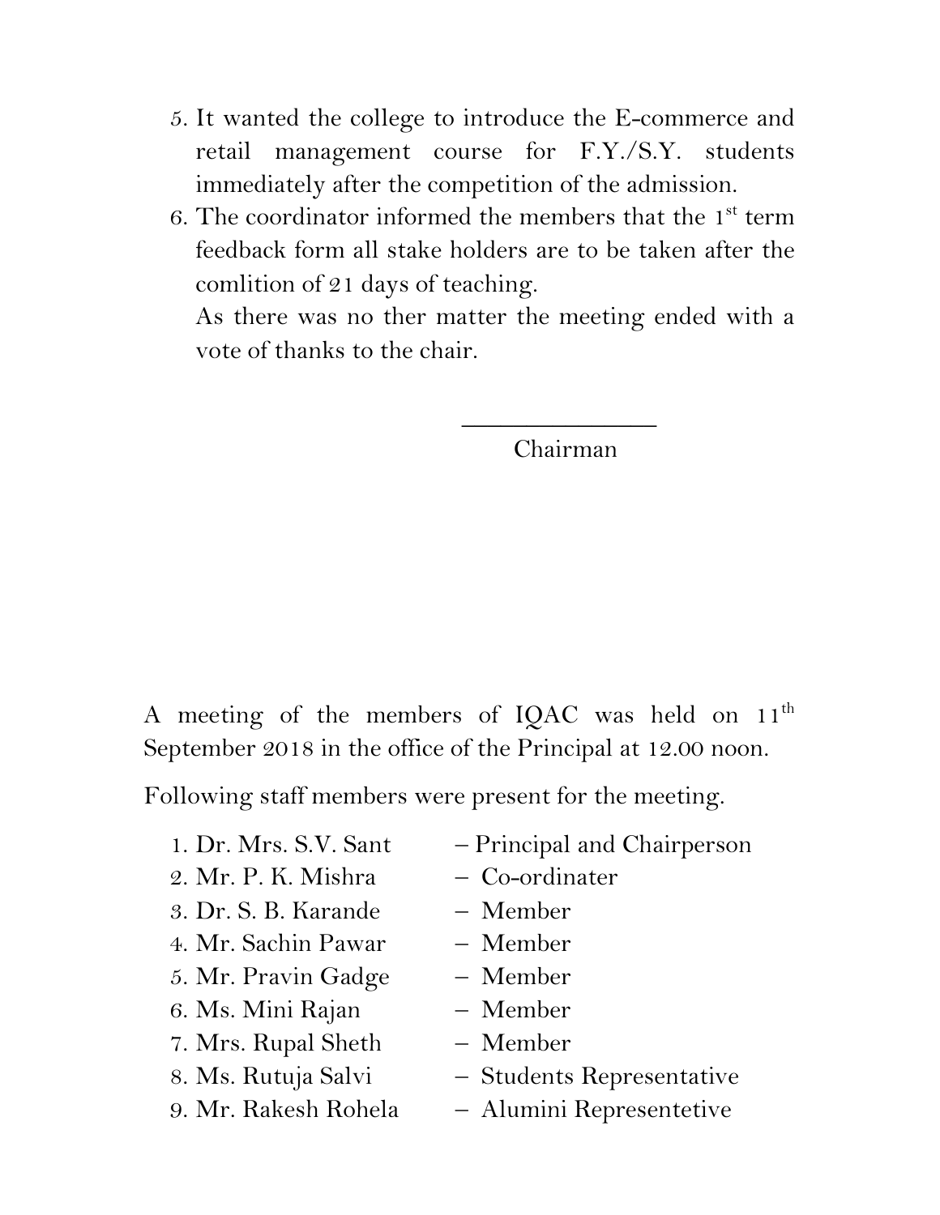5. It wanted the college to introduce the E-commerce and retail management course for F.Y./S.Y. students immediately after the competition of the admission.
6. The coordinator informed the members that the 1st term feedback form all stake holders are to be taken after the comlition of 21 days of teaching.

   As there was no ther matter the meeting ended with a vote of thanks to the chair.

_______________

Chairman

A meeting of the members of IQAC was held on 11th September 2018 in the office of the Principal at 12.00 noon.

Following staff members were present for the meeting.

1. Dr. Mrs. S.V. Sant – Principal and Chairperson
2. Mr. P. K. Mishra – Co-ordinater
3. Dr. S. B. Karande – Member
4. Mr. Sachin Pawar – Member
5. Mr. Pravin Gadge – Member
6. Ms. Mini Rajan – Member
7. Mrs. Rupal Sheth – Member
8. Ms. Rutuja Salvi – Students Representative
9. Mr. Rakesh Rohela – Alumini Representetive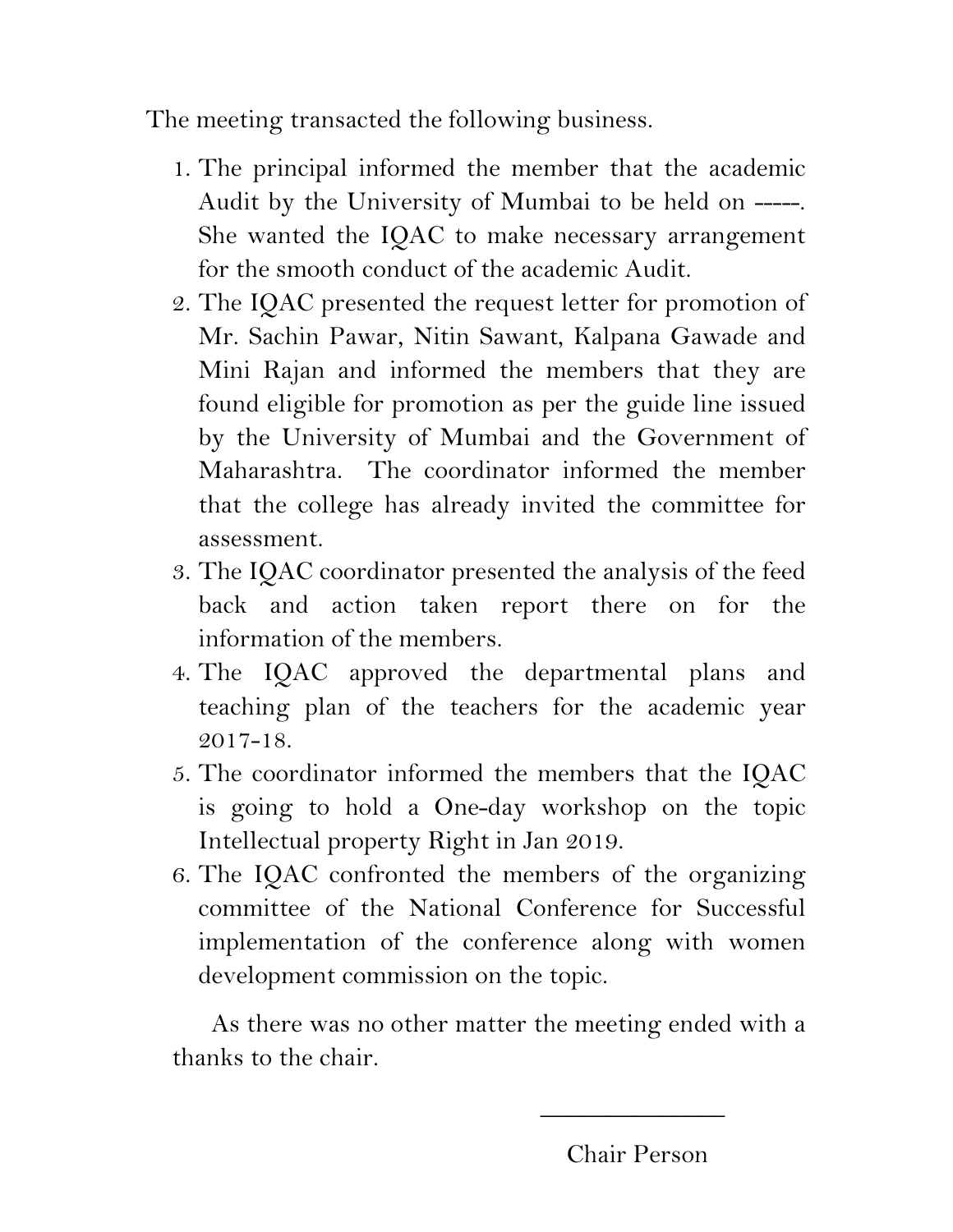The meeting transacted the following business.

1. The principal informed the member that the academic Audit by the University of Mumbai to be held on -----. She wanted the IQAC to make necessary arrangement for the smooth conduct of the academic Audit.
2. The IQAC presented the request letter for promotion of Mr. Sachin Pawar, Nitin Sawant, Kalpana Gawade and Mini Rajan and informed the members that they are found eligible for promotion as per the guide line issued by the University of Mumbai and the Government of Maharashtra. The coordinator informed the member that the college has already invited the committee for assessment.
3. The IQAC coordinator presented the analysis of the feed back and action taken report there on for the information of the members.
4. The IQAC approved the departmental plans and teaching plan of the teachers for the academic year 2017-18.
5. The coordinator informed the members that the IQAC is going to hold a One-day workshop on the topic Intellectual property Right in Jan 2019.
6. The IQAC confronted the members of the organizing committee of the National Conference for Successful implementation of the conference along with women development commission on the topic.

As there was no other matter the meeting ended with a thanks to the chair.

\_\_\_\_\_\_\_\_\_\_\_\_\_\_

Chair Person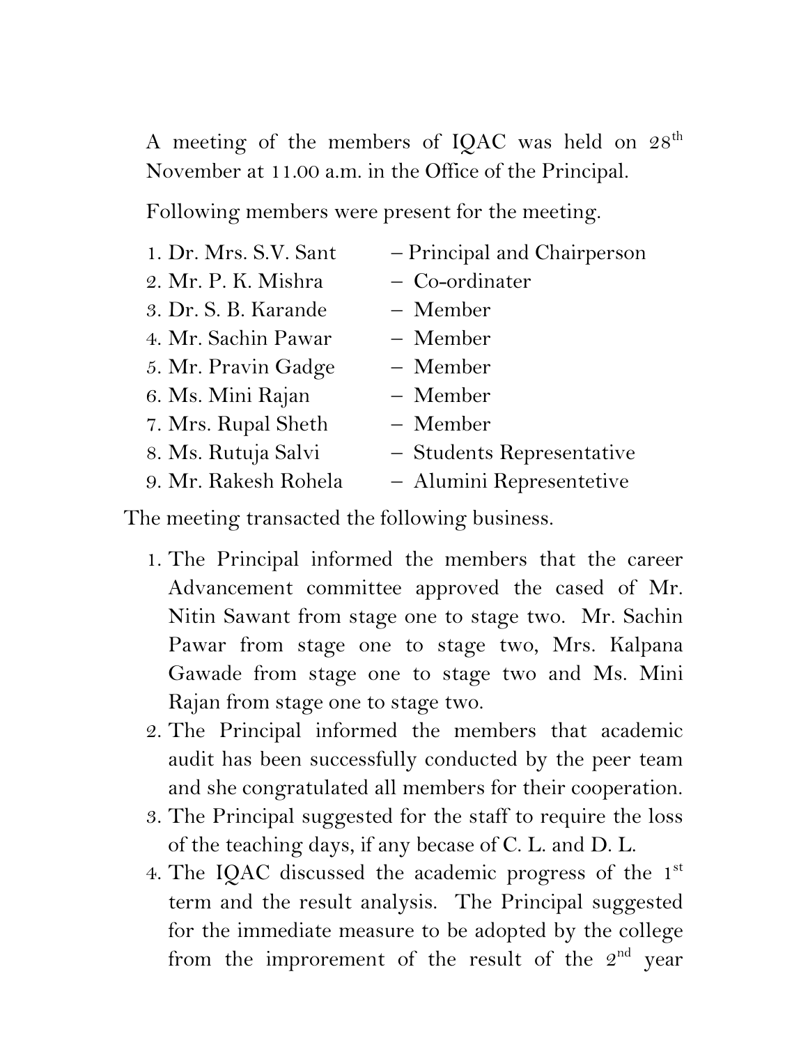A meeting of the members of IQAC was held on 28th November at 11.00 a.m. in the Office of the Principal.

Following members were present for the meeting.

1. Dr. Mrs. S.V. Sant – Principal and Chairperson
2. Mr. P. K. Mishra – Co-ordinater
3. Dr. S. B. Karande – Member
4. Mr. Sachin Pawar – Member
5. Mr. Pravin Gadge – Member
6. Ms. Mini Rajan – Member
7. Mrs. Rupal Sheth – Member
8. Ms. Rutuja Salvi – Students Representative
9. Mr. Rakesh Rohela – Alumini Representetive

The meeting transacted the following business.

1. The Principal informed the members that the career Advancement committee approved the cased of Mr. Nitin Sawant from stage one to stage two. Mr. Sachin Pawar from stage one to stage two, Mrs. Kalpana Gawade from stage one to stage two and Ms. Mini Rajan from stage one to stage two.
2. The Principal informed the members that academic audit has been successfully conducted by the peer team and she congratulated all members for their cooperation.
3. The Principal suggested for the staff to require the loss of the teaching days, if any becase of C. L. and D. L.
4. The IQAC discussed the academic progress of the 1st term and the result analysis. The Principal suggested for the immediate measure to be adopted by the college from the improrement of the result of the 2nd year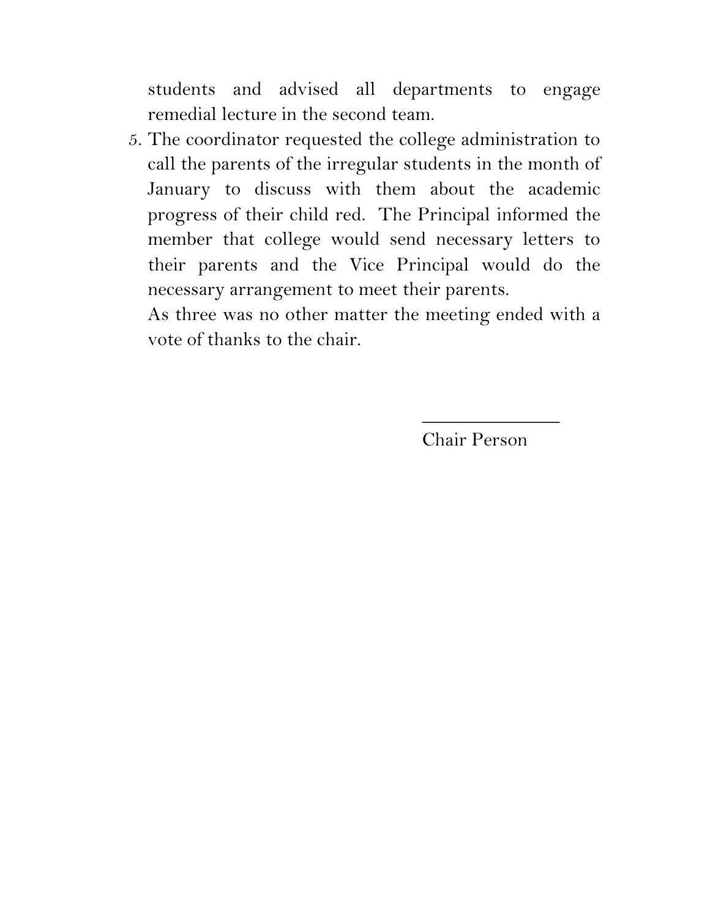students and advised all departments to engage remedial lecture in the second team.

5. The coordinator requested the college administration to call the parents of the irregular students in the month of January to discuss with them about the academic progress of their child red. The Principal informed the member that college would send necessary letters to their parents and the Vice Principal would do the necessary arrangement to meet their parents.

   As three was no other matter the meeting ended with a vote of thanks to the chair.

\_\_\_\_\_\_\_\_\_\_\_\_\_\_\_

Chair Person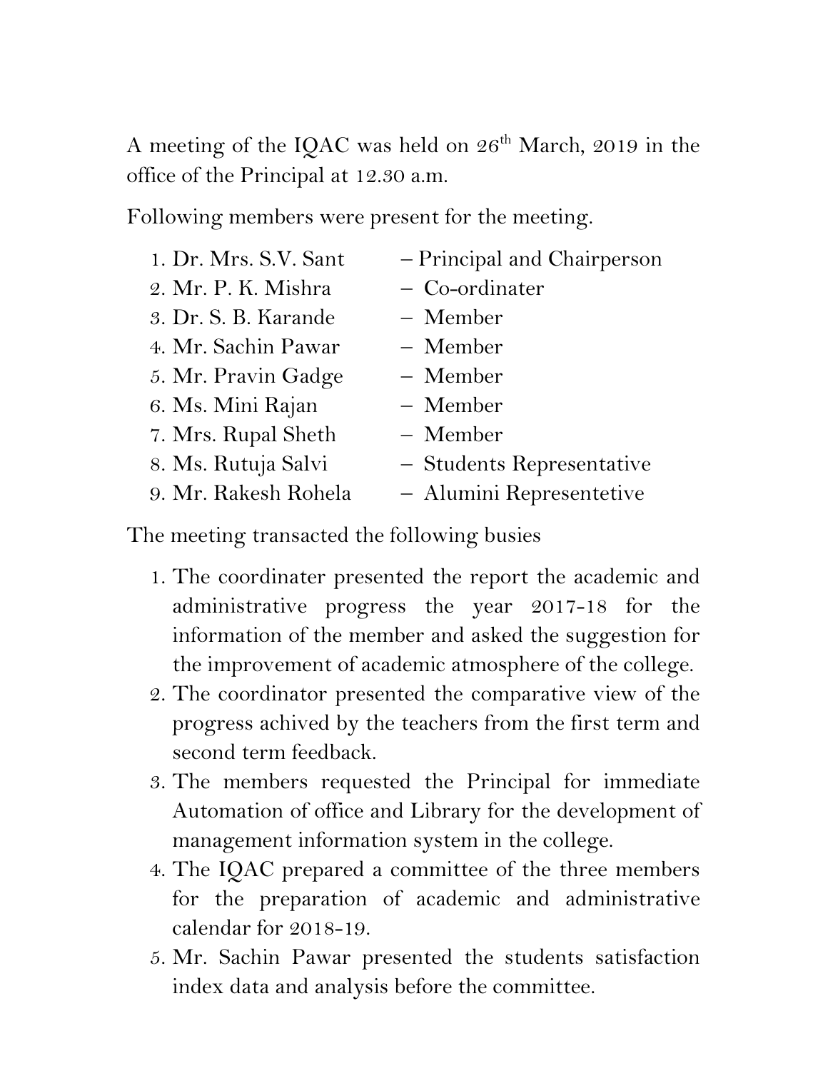A meeting of the IQAC was held on 26th March, 2019 in the office of the Principal at 12.30 a.m.

Following members were present for the meeting.

1. Dr. Mrs. S.V. Sant – Principal and Chairperson
2. Mr. P. K. Mishra – Co-ordinater
3. Dr. S. B. Karande – Member
4. Mr. Sachin Pawar – Member
5. Mr. Pravin Gadge – Member
6. Ms. Mini Rajan – Member
7. Mrs. Rupal Sheth – Member
8. Ms. Rutuja Salvi – Students Representative
9. Mr. Rakesh Rohela – Alumini Representetive

The meeting transacted the following busies

1. The coordinater presented the report the academic and administrative progress the year 2017-18 for the information of the member and asked the suggestion for the improvement of academic atmosphere of the college.
2. The coordinator presented the comparative view of the progress achived by the teachers from the first term and second term feedback.
3. The members requested the Principal for immediate Automation of office and Library for the development of management information system in the college.
4. The IQAC prepared a committee of the three members for the preparation of academic and administrative calendar for 2018-19.
5. Mr. Sachin Pawar presented the students satisfaction index data and analysis before the committee.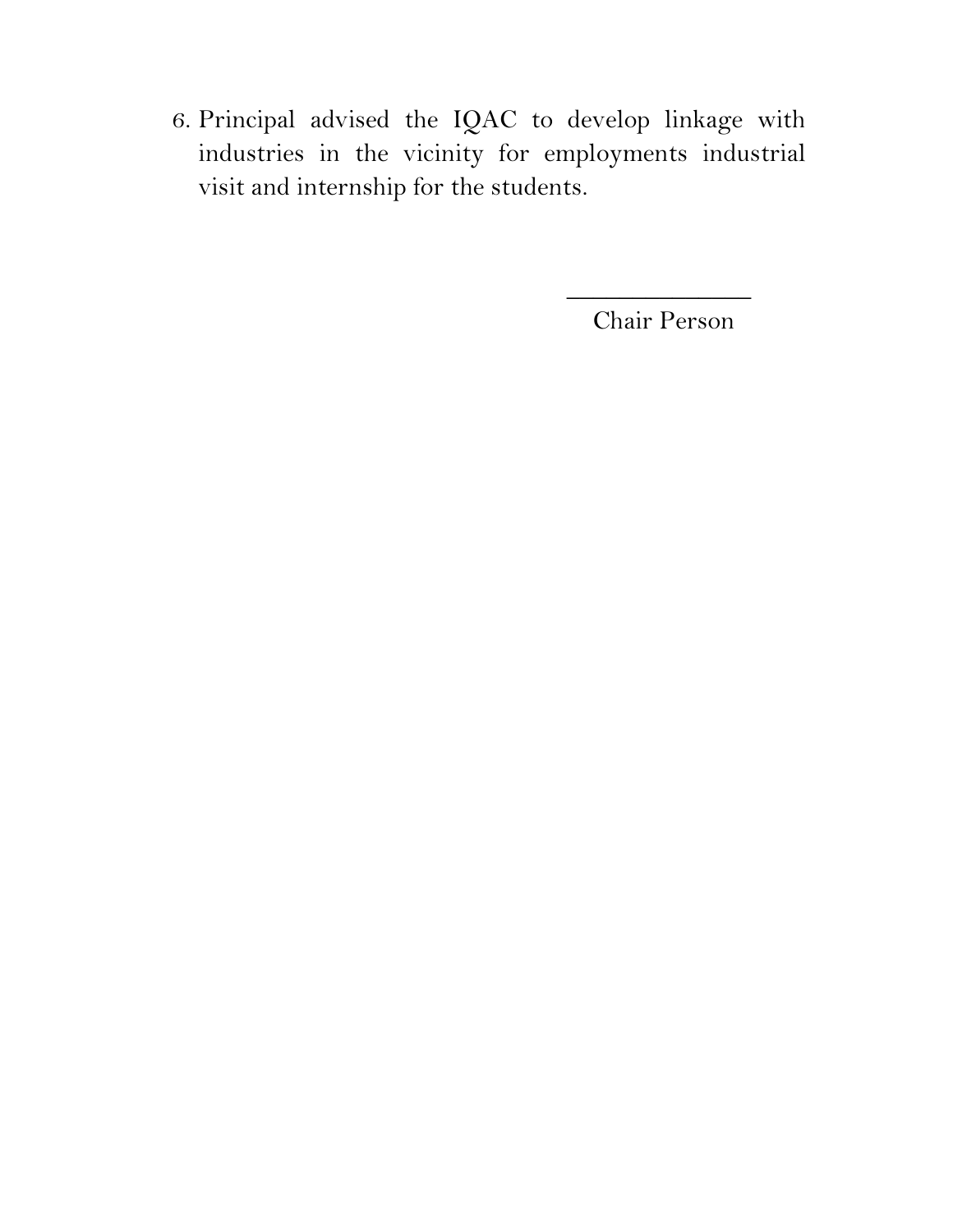6. Principal advised the IQAC to develop linkage with industries in the vicinity for employments industrial visit and internship for the students.

\_\_\_\_\_\_\_\_\_\_\_\_\_\_\_

Chair Person